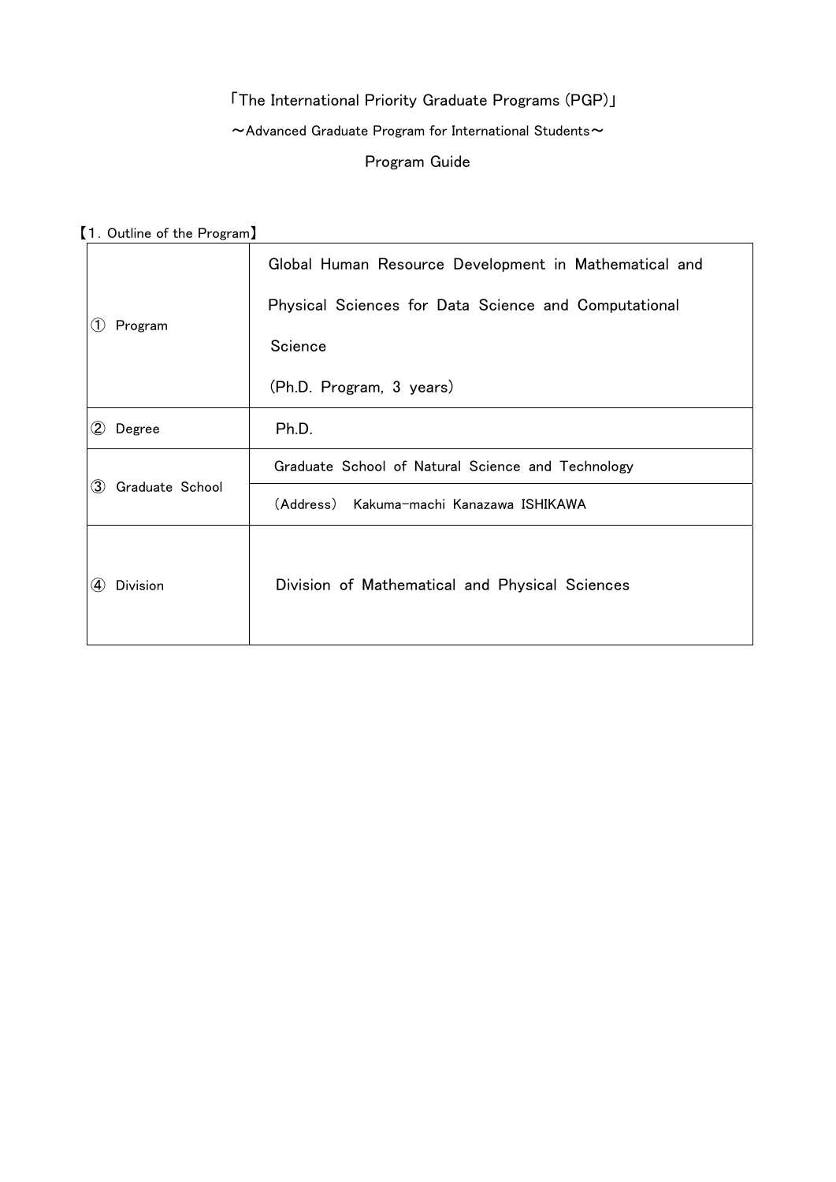# 「The International Priority Graduate Programs (PGP)」

～Advanced Graduate Program for International Students～

Program Guide

【1. Outline of the Program】

| | |
|---|---|
| ① Program | Global Human Resource Development in Mathematical and Physical Sciences for Data Science and Computational Science<br>(Ph.D. Program, 3 years) |
| ② Degree | Ph.D. |
| ③ Graduate School | Graduate School of Natural Science and Technology<br>(Address) Kakuma-machi Kanazawa ISHIKAWA |
| ④ Division | Division of Mathematical and Physical Sciences |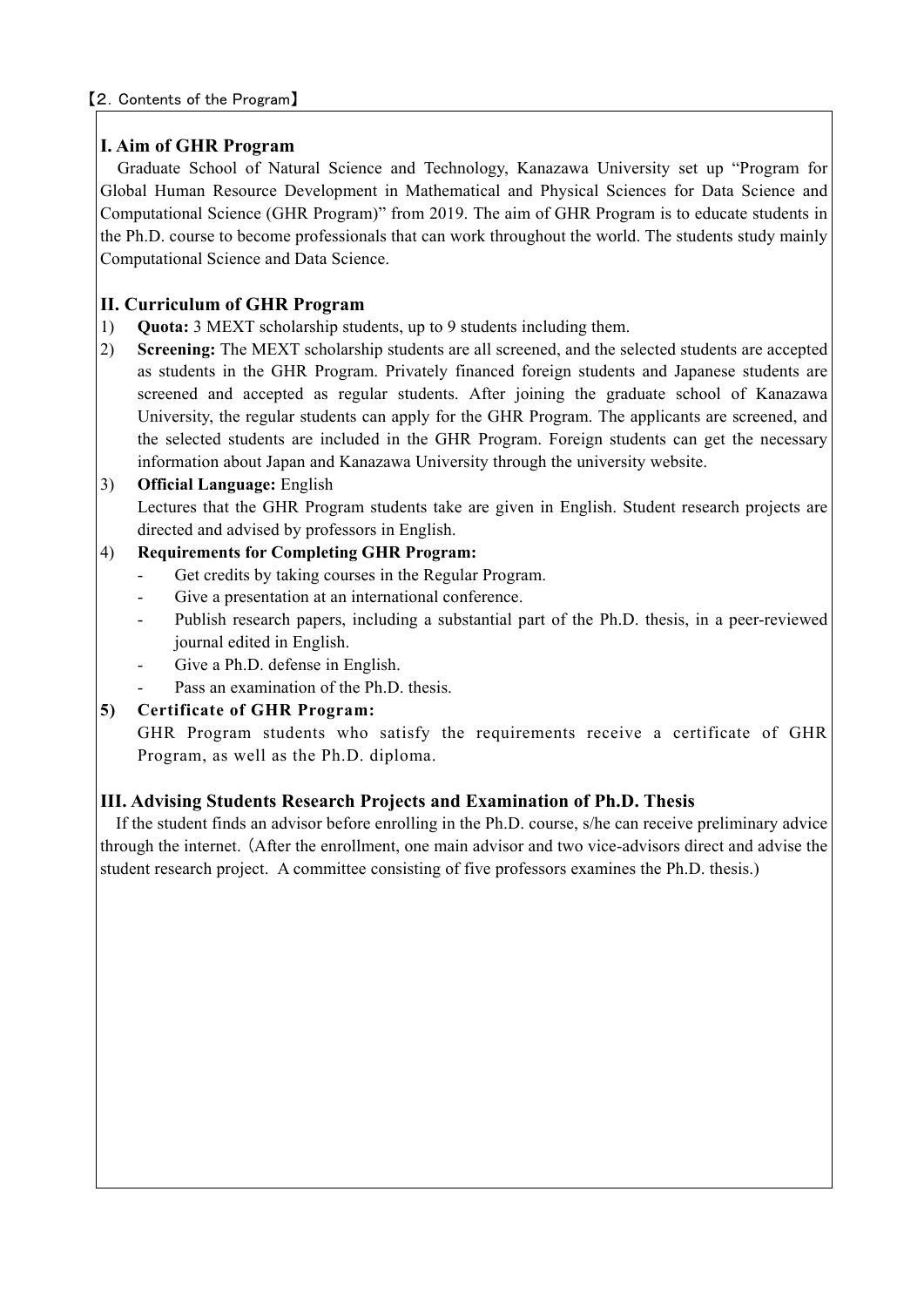【2. Contents of the Program】

## I. Aim of GHR Program

Graduate School of Natural Science and Technology, Kanazawa University set up “Program for Global Human Resource Development in Mathematical and Physical Sciences for Data Science and Computational Science (GHR Program)” from 2019. The aim of GHR Program is to educate students in the Ph.D. course to become professionals that can work throughout the world. The students study mainly Computational Science and Data Science.

## II. Curriculum of GHR Program

1) **Quota:** 3 MEXT scholarship students, up to 9 students including them.
2) **Screening:** The MEXT scholarship students are all screened, and the selected students are accepted as students in the GHR Program. Privately financed foreign students and Japanese students are screened and accepted as regular students. After joining the graduate school of Kanazawa University, the regular students can apply for the GHR Program. The applicants are screened, and the selected students are included in the GHR Program. Foreign students can get the necessary information about Japan and Kanazawa University through the university website.
3) **Official Language:** English
   Lectures that the GHR Program students take are given in English. Student research projects are directed and advised by professors in English.
4) **Requirements for Completing GHR Program:**
   - Get credits by taking courses in the Regular Program.
   - Give a presentation at an international conference.
   - Publish research papers, including a substantial part of the Ph.D. thesis, in a peer-reviewed journal edited in English.
   - Give a Ph.D. defense in English.
   - Pass an examination of the Ph.D. thesis.
5) **Certificate of GHR Program:**
   GHR Program students who satisfy the requirements receive a certificate of GHR Program, as well as the Ph.D. diploma.

## III. Advising Students Research Projects and Examination of Ph.D. Thesis

If the student finds an advisor before enrolling in the Ph.D. course, s/he can receive preliminary advice through the internet.（After the enrollment, one main advisor and two vice-advisors direct and advise the student research project. A committee consisting of five professors examines the Ph.D. thesis.)